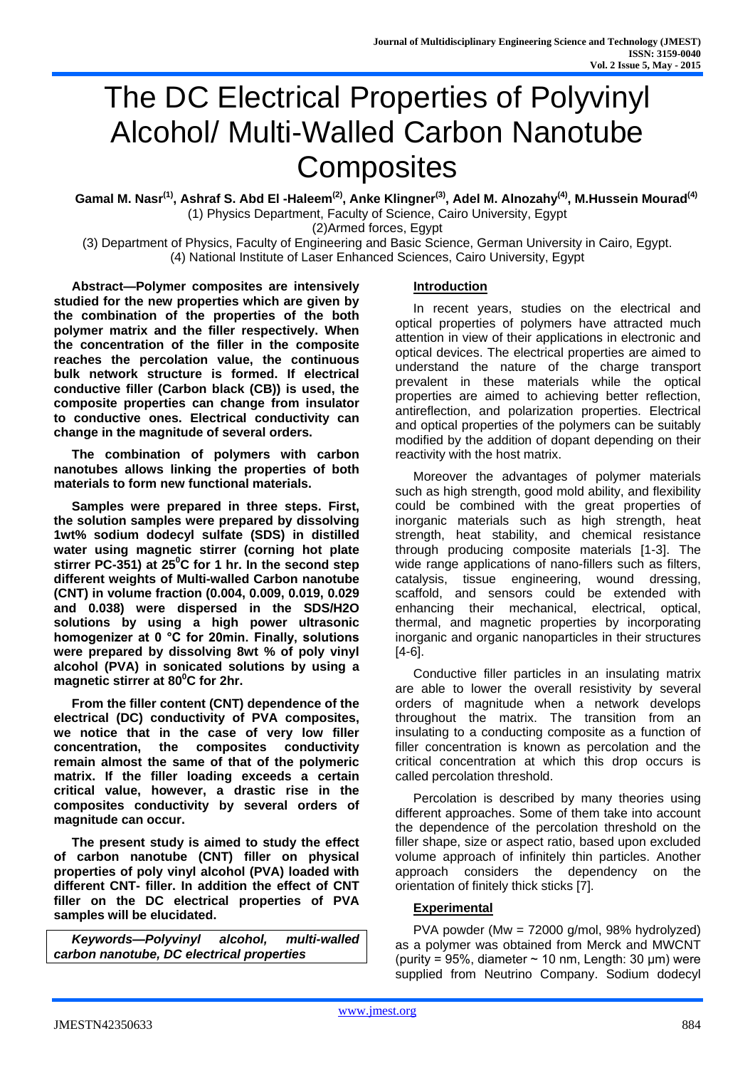# The DC Electrical Properties of Polyvinyl Alcohol/ Multi-Walled Carbon Nanotube Composites

**Gamal M. Nasr[(1)], Ashraf S. Abd El -Haleem[(2)], Anke Klingner[(3)], Adel M. Alnozahy[(4)], M.Hussein Mourad[(4)]**

(1) Physics Department, Faculty of Science, Cairo University, Egypt

(2)Armed forces, Egypt

(3) Department of Physics, Faculty of Engineering and Basic Science, German University in Cairo, Egypt.

(4) National Institute of Laser Enhanced Sciences, Cairo University, Egypt

**Abstract—Polymer composites are intensively studied for the new properties which are given by the combination of the properties of the both polymer matrix and the filler respectively. When the concentration of the filler in the composite reaches the percolation value, the continuous bulk network structure is formed. If electrical conductive filler (Carbon black (CB)) is used, the composite properties can change from insulator to conductive ones. Electrical conductivity can change in the magnitude of several orders.**

**The combination of polymers with carbon nanotubes allows linking the properties of both materials to form new functional materials.**

**Samples were prepared in three steps. First, the solution samples were prepared by dissolving 1wt% sodium dodecyl sulfate (SDS) in distilled water using magnetic stirrer (corning hot plate stirrer PC-351) at 25$^0$C for 1 hr. In the second step different weights of Multi-walled Carbon nanotube (CNT) in volume fraction (0.004, 0.009, 0.019, 0.029 and 0.038) were dispersed in the SDS/H2O solutions by using a high power ultrasonic homogenizer at 0 °C for 20min. Finally, solutions were prepared by dissolving 8wt % of poly vinyl alcohol (PVA) in sonicated solutions by using a magnetic stirrer at 80$^0$C for 2hr.**

**From the filler content (CNT) dependence of the electrical (DC) conductivity of PVA composites, we notice that in the case of very low filler concentration, the composites conductivity remain almost the same of that of the polymeric matrix. If the filler loading exceeds a certain critical value, however, a drastic rise in the composites conductivity by several orders of magnitude can occur.**

**The present study is aimed to study the effect of carbon nanotube (CNT) filler on physical properties of poly vinyl alcohol (PVA) loaded with different CNT- filler. In addition the effect of CNT filler on the DC electrical properties of PVA samples will be elucidated.**

***Keywords—Polyvinyl alcohol, multi-walled carbon nanotube, DC electrical properties***

## Introduction

In recent years, studies on the electrical and optical properties of polymers have attracted much attention in view of their applications in electronic and optical devices. The electrical properties are aimed to understand the nature of the charge transport prevalent in these materials while the optical properties are aimed to achieving better reflection, antireflection, and polarization properties. Electrical and optical properties of the polymers can be suitably modified by the addition of dopant depending on their reactivity with the host matrix.

Moreover the advantages of polymer materials such as high strength, good mold ability, and flexibility could be combined with the great properties of inorganic materials such as high strength, heat strength, heat stability, and chemical resistance through producing composite materials [1-3]. The wide range applications of nano-fillers such as filters, catalysis, tissue engineering, wound dressing, scaffold, and sensors could be extended with enhancing their mechanical, electrical, optical, thermal, and magnetic properties by incorporating inorganic and organic nanoparticles in their structures [4-6].

Conductive filler particles in an insulating matrix are able to lower the overall resistivity by several orders of magnitude when a network develops throughout the matrix. The transition from an insulating to a conducting composite as a function of filler concentration is known as percolation and the critical concentration at which this drop occurs is called percolation threshold.

Percolation is described by many theories using different approaches. Some of them take into account the dependence of the percolation threshold on the filler shape, size or aspect ratio, based upon excluded volume approach of infinitely thin particles. Another approach considers the dependency on the orientation of finitely thick sticks [7].

## Experimental

PVA powder (Mw = 72000 g/mol, 98% hydrolyzed) as a polymer was obtained from Merck and MWCNT (purity = 95%, diameter ~ 10 nm, Length: 30 μm) were supplied from Neutrino Company. Sodium dodecyl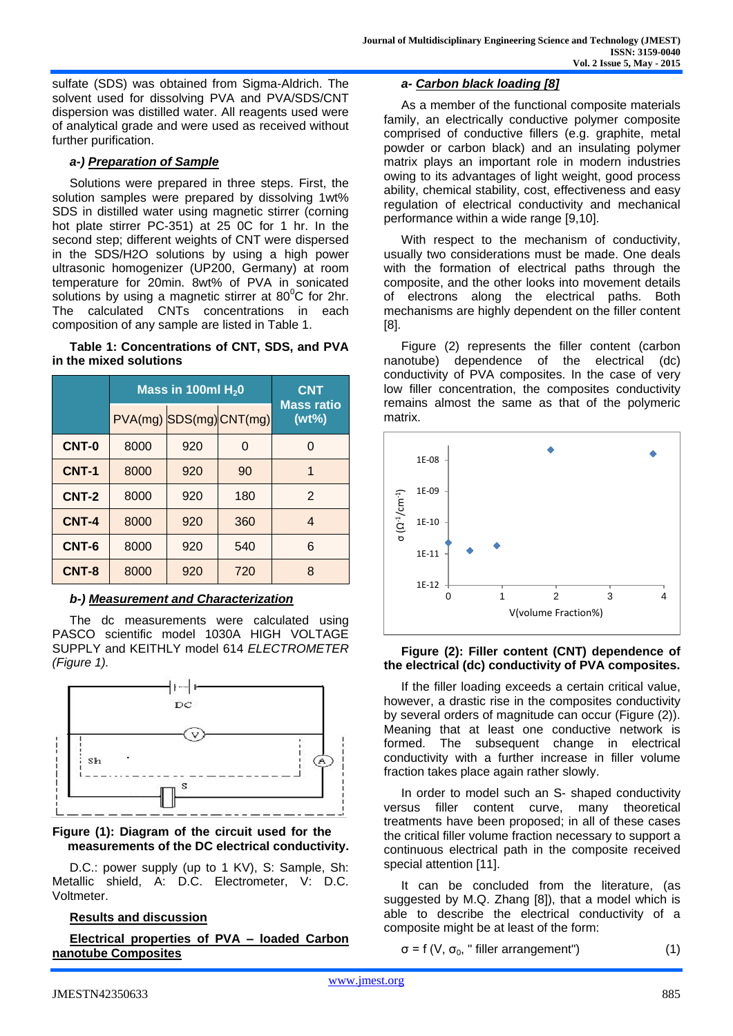sulfate (SDS) was obtained from Sigma-Aldrich. The solvent used for dissolving PVA and PVA/SDS/CNT dispersion was distilled water. All reagents used were of analytical grade and were used as received without further purification.

### a-) Preparation of Sample

Solutions were prepared in three steps. First, the solution samples were prepared by dissolving 1wt% SDS in distilled water using magnetic stirrer (corning hot plate stirrer PC-351) at 25 0C for 1 hr. In the second step; different weights of CNT were dispersed in the SDS/H2O solutions by using a high power ultrasonic homogenizer (UP200, Germany) at room temperature for 20min. 8wt% of PVA in sonicated solutions by using a magnetic stirrer at $80^0$C for 2hr. The calculated CNTs concentrations in each composition of any sample are listed in Table 1.

**Table 1: Concentrations of CNT, SDS, and PVA in the mixed solutions**

| | Mass in 100ml $H_20$ | | | CNT Mass ratio (wt%) |
|---|---|---|---|---|
| | PVA(mg) | SDS(mg) | CNT(mg) | |
| **CNT-0** | 8000 | 920 | 0 | 0 |
| **CNT-1** | 8000 | 920 | 90 | 1 |
| **CNT-2** | 8000 | 920 | 180 | 2 |
| **CNT-4** | 8000 | 920 | 360 | 4 |
| **CNT-6** | 8000 | 920 | 540 | 6 |
| **CNT-8** | 8000 | 920 | 720 | 8 |

### b-) Measurement and Characterization

The dc measurements were calculated using PASCO scientific model 1030A HIGH VOLTAGE SUPPLY and KEITHLY model 614 *ELECTROMETER (Figure 1).*

**Figure (1): Diagram of the circuit used for the measurements of the DC electrical conductivity.**

D.C.: power supply (up to 1 KV), S: Sample, Sh: Metallic shield, A: D.C. Electrometer, V: D.C. Voltmeter.

## Results and discussion

### Electrical properties of PVA – loaded Carbon nanotube Composites

### a- Carbon black loading [8]

As a member of the functional composite materials family, an electrically conductive polymer composite comprised of conductive fillers (e.g. graphite, metal powder or carbon black) and an insulating polymer matrix plays an important role in modern industries owing to its advantages of light weight, good process ability, chemical stability, cost, effectiveness and easy regulation of electrical conductivity and mechanical performance within a wide range [9,10].

With respect to the mechanism of conductivity, usually two considerations must be made. One deals with the formation of electrical paths through the composite, and the other looks into movement details of electrons along the electrical paths. Both mechanisms are highly dependent on the filler content [8].

Figure (2) represents the filler content (carbon nanotube) dependence of the electrical (dc) conductivity of PVA composites. In the case of very low filler concentration, the composites conductivity remains almost the same as that of the polymeric matrix.

**Figure (2): Filler content (CNT) dependence of the electrical (dc) conductivity of PVA composites.**

If the filler loading exceeds a certain critical value, however, a drastic rise in the composites conductivity by several orders of magnitude can occur (Figure (2)). Meaning that at least one conductive network is formed. The subsequent change in electrical conductivity with a further increase in filler volume fraction takes place again rather slowly.

In order to model such an S- shaped conductivity versus filler content curve, many theoretical treatments have been proposed; in all of these cases the critical filler volume fraction necessary to support a continuous electrical path in the composite received special attention [11].

It can be concluded from the literature, (as suggested by M.Q. Zhang [8]), that a model which is able to describe the electrical conductivity of a composite might be at least of the form:

$$\sigma = f\,(V, \sigma_0, \text{" filler arrangement"}) \qquad (1)$$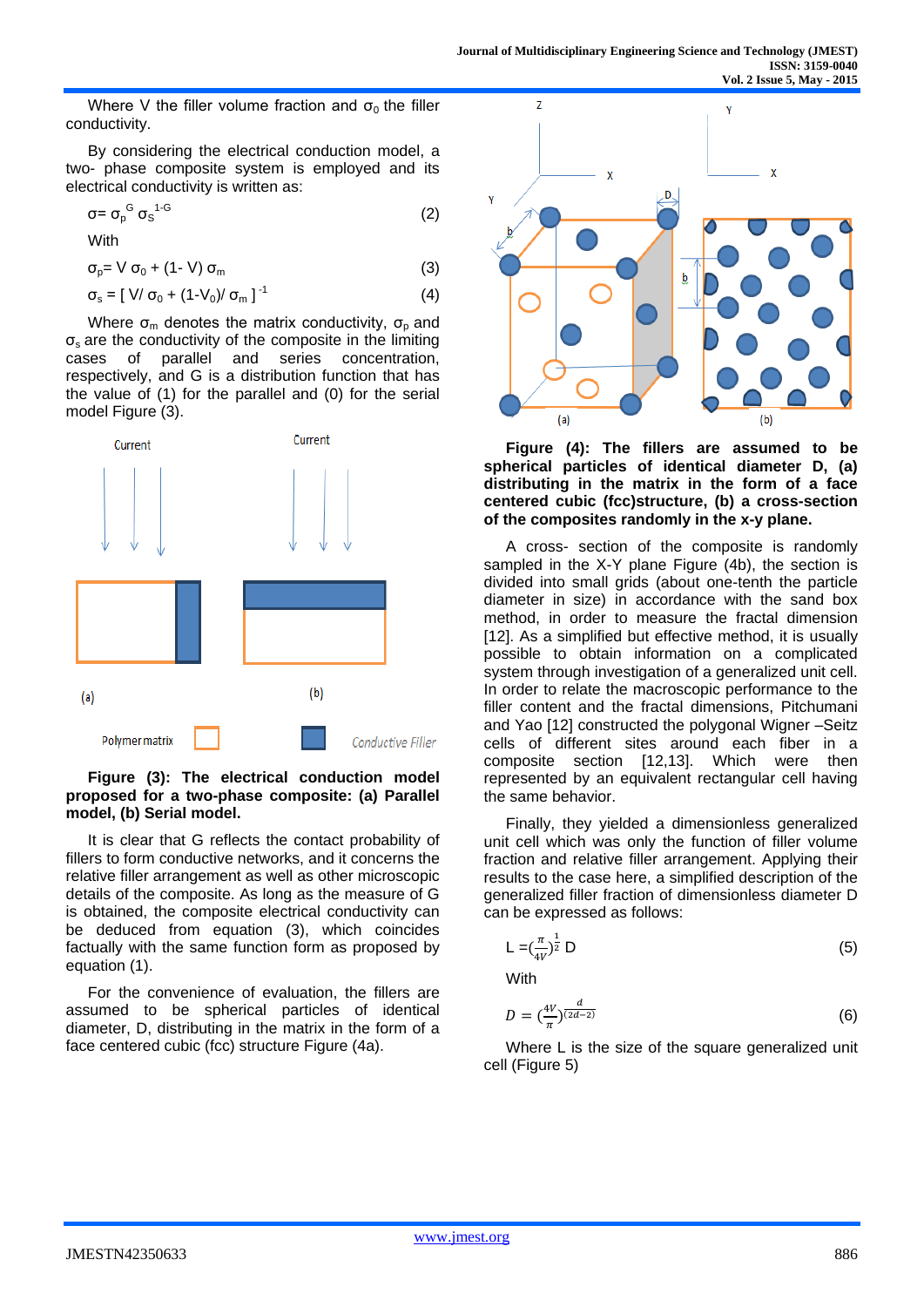Where V the filler volume fraction and $\sigma_0$ the filler conductivity.

By considering the electrical conduction model, a two- phase composite system is employed and its electrical conductivity is written as:

$$\sigma = \sigma_p^{G} \sigma_S^{1-G} \quad (2)$$

With

$$\sigma_p = V\,\sigma_0 + (1-V)\,\sigma_m \quad (3)$$

$$\sigma_s = [\,V/\sigma_0 + (1-V_0)/\sigma_m\,]^{-1} \quad (4)$$

Where $\sigma_m$ denotes the matrix conductivity, $\sigma_p$ and $\sigma_s$ are the conductivity of the composite in the limiting cases of parallel and series concentration, respectively, and G is a distribution function that has the value of (1) for the parallel and (0) for the serial model Figure (3).

**Figure (3): The electrical conduction model proposed for a two-phase composite: (a) Parallel model, (b) Serial model.**

It is clear that G reflects the contact probability of fillers to form conductive networks, and it concerns the relative filler arrangement as well as other microscopic details of the composite. As long as the measure of G is obtained, the composite electrical conductivity can be deducted from equation (3), which coincides factually with the same function form as proposed by equation (1).

For the convenience of evaluation, the fillers are assumed to be spherical particles of identical diameter, D, distributing in the matrix in the form of a face centered cubic (fcc) structure Figure (4a).

**Figure (4): The fillers are assumed to be spherical particles of identical diameter D, (a) distributing in the matrix in the form of a face centered cubic (fcc)structure, (b) a cross-section of the composites randomly in the x-y plane.**

A cross- section of the composite is randomly sampled in the X-Y plane Figure (4b), the section is divided into small grids (about one-tenth the particle diameter in size) in accordance with the sand box method, in order to measure the fractal dimension [12]. As a simplified but effective method, it is usually possible to obtain information on a complicated system through investigation of a generalized unit cell. In order to relate the macroscopic performance to the filler content and the fractal dimensions, Pitchumani and Yao [12] constructed the polygonal Wigner –Seitz cells of different sites around each fiber in a composite section [12,13]. Which were then represented by an equivalent rectangular cell having the same behavior.

Finally, they yielded a dimensionless generalized unit cell which was only the function of filler volume fraction and relative filler arrangement. Applying their results to the case here, a simplified description of the generalized filler fraction of dimensionless diameter D can be expressed as follows:

$$L = \left(\frac{\pi}{4V}\right)^{\frac{1}{2}} D \quad (5)$$

With

$$D = \left(\frac{4V}{\pi}\right)^{\frac{d}{(2d-2)}} \quad (6)$$

Where L is the size of the square generalized unit cell (Figure 5)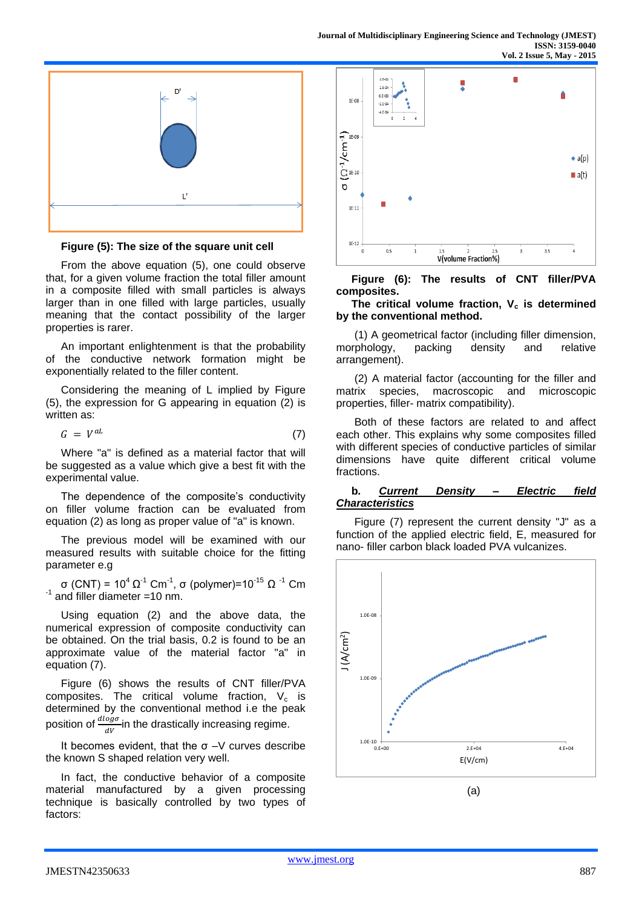**Figure (5): The size of the square unit cell**

From the above equation (5), one could observe that, for a given volume fraction the total filler amount in a composite filled with small particles is always larger than in one filled with large particles, usually meaning that the contact possibility of the larger properties is rarer.

An important enlightenment is that the probability of the conductive network formation might be exponentially related to the filler content.

Considering the meaning of L implied by Figure (5), the expression for G appearing in equation (2) is written as:

$$G = V^{aL} \qquad (7)$$

Where "a" is defined as a material factor that will be suggested as a value which give a best fit with the experimental value.

The dependence of the composite's conductivity on filler volume fraction can be evaluated from equation (2) as long as proper value of "a" is known.

The previous model will be examined with our measured results with suitable choice for the fitting parameter e.g

σ (CNT) = $10^4$ $\Omega^{-1}$ $Cm^{-1}$, σ (polymer)=$10^{-15}$ $\Omega^{-1}$ $Cm^{-1}$ and filler diameter =10 nm.

Using equation (2) and the above data, the numerical expression of composite conductivity can be obtained. On the trial basis, 0.2 is found to be an approximate value of the material factor "a" in equation (7).

Figure (6) shows the results of CNT filler/PVA composites. The critical volume fraction, $V_c$ is determined by the conventional method i.e the peak position of $\frac{d\log\sigma}{dV}$ in the drastically increasing regime.

It becomes evident, that the σ –V curves describe the known S shaped relation very well.

In fact, the conductive behavior of a composite material manufactured by a given processing technique is basically controlled by two types of factors:

**Figure (6): The results of CNT filler/PVA composites.**

**The critical volume fraction, $V_c$ is determined by the conventional method.**

(1) A geometrical factor (including filler dimension, morphology, packing density and relative arrangement).

(2) A material factor (accounting for the filler and matrix species, macroscopic and microscopic properties, filler- matrix compatibility).

Both of these factors are related to and affect each other. This explains why some composites filled with different species of conductive particles of similar dimensions have quite different critical volume fractions.

### b. ***Current Density – Electric field Characteristics***

Figure (7) represent the current density "J" as a function of the applied electric field, E, measured for nano- filler carbon black loaded PVA vulcanizes.

(a)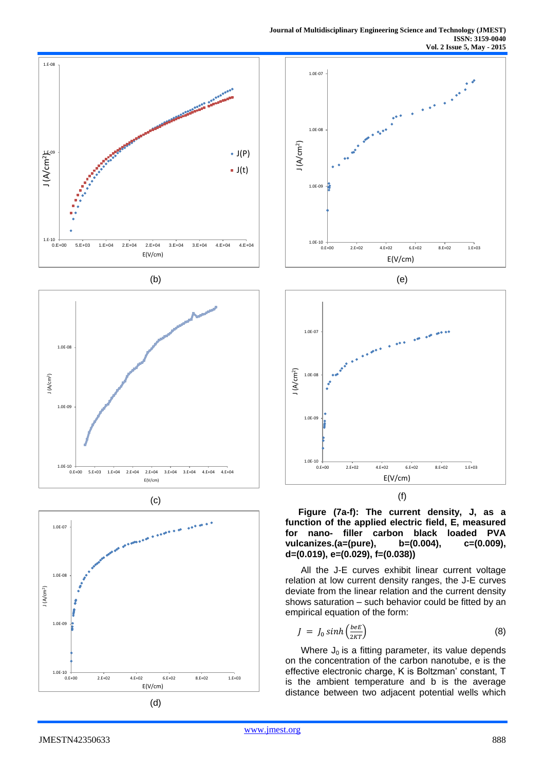(b)

(e)

(c)

(f)

(d)

**Figure (7a-f): The current density, J, as a function of the applied electric field, E, measured for nano- filler carbon black loaded PVA vulcanizes.(a=(pure), b=(0.004), c=(0.009), d=(0.019), e=(0.029), f=(0.038))**

All the J-E curves exhibit linear current voltage relation at low current density ranges, the J-E curves deviate from the linear relation and the current density shows saturation – such behavior could be fitted by an empirical equation of the form:

$$J = J_0 \sinh\left(\frac{beE}{2KT}\right) \quad (8)$$

Where $J_0$ is a fitting parameter, its value depends on the concentration of the carbon nanotube, e is the effective electronic charge, K is Boltzman' constant, T is the ambient temperature and b is the average distance between two adjacent potential wells which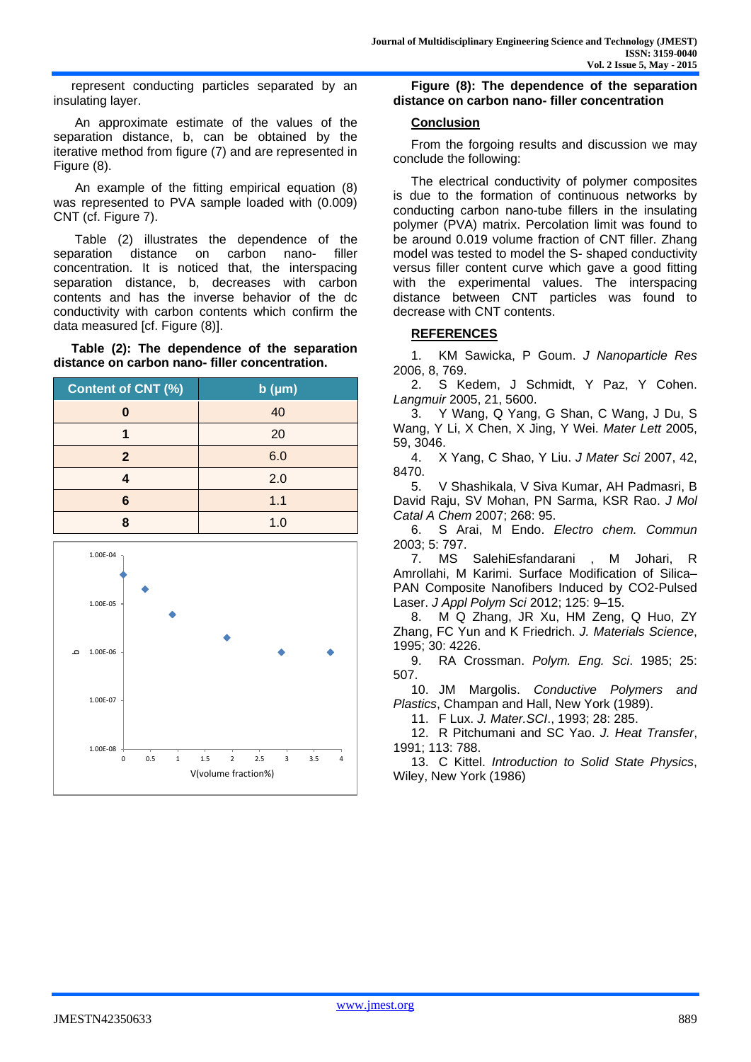represent conducting particles separated by an insulating layer.

An approximate estimate of the values of the separation distance, b, can be obtained by the iterative method from figure (7) and are represented in Figure (8).

An example of the fitting empirical equation (8) was represented to PVA sample loaded with (0.009) CNT (cf. Figure 7).

Table (2) illustrates the dependence of the separation distance on carbon nano- filler concentration. It is noticed that, the interspacing separation distance, b, decreases with carbon contents and has the inverse behavior of the dc conductivity with carbon contents which confirm the data measured [cf. Figure (8)].

**Table (2): The dependence of the separation distance on carbon nano- filler concentration.**

| Content of CNT (%) | b (μm) |
|---|---|
| **0** | 40 |
| **1** | 20 |
| **2** | 6.0 |
| **4** | 2.0 |
| **6** | 1.1 |
| **8** | 1.0 |

1.00E-04
1.00E-05
1.00E-06
1.00E-07
1.00E-08
b
0
0.5
1
1.5
2
2.5
3
3.5
4
V(volume fraction%)

**Figure (8): The dependence of the separation distance on carbon nano- filler concentration**

## Conclusion

From the forgoing results and discussion we may conclude the following:

The electrical conductivity of polymer composites is due to the formation of continuous networks by conducting carbon nano-tube fillers in the insulating polymer (PVA) matrix. Percolation limit was found to be around 0.019 volume fraction of CNT filler. Zhang model was tested to model the S- shaped conductivity versus filler content curve which gave a good fitting with the experimental values. The interspacing distance between CNT particles was found to decrease with CNT contents.

## REFERENCES

1. KM Sawicka, P Goum. *J Nanoparticle Res* 2006, 8, 769.
2. S Kedem, J Schmidt, Y Paz, Y Cohen. *Langmuir* 2005, 21, 5600.
3. Y Wang, Q Yang, G Shan, C Wang, J Du, S Wang, Y Li, X Chen, X Jing, Y Wei. *Mater Lett* 2005, 59, 3046.
4. X Yang, C Shao, Y Liu. *J Mater Sci* 2007, 42, 8470.
5. V Shashikala, V Siva Kumar, AH Padmasri, B David Raju, SV Mohan, PN Sarma, KSR Rao. *J Mol Catal A Chem* 2007; 268: 95.
6. S Arai, M Endo. *Electro chem. Commun* 2003; 5: 797.
7. MS SalehiEsfandarani , M Johari, R Amrollahi, M Karimi. Surface Modification of Silica–PAN Composite Nanofibers Induced by CO2-Pulsed Laser. *J Appl Polym Sci* 2012; 125: 9–15.
8. M Q Zhang, JR Xu, HM Zeng, Q Huo, ZY Zhang, FC Yun and K Friedrich. *J. Materials Science*, 1995; 30: 4226.
9. RA Crossman. *Polym. Eng. Sci*. 1985; 25: 507.
10. JM Margolis. *Conductive Polymers and Plastics*, Champan and Hall, New York (1989).
11. F Lux. *J. Mater.SCI*., 1993; 28: 285.
12. R Pitchumani and SC Yao. *J. Heat Transfer*, 1991; 113: 788.
13. C Kittel. *Introduction to Solid State Physics*, Wiley, New York (1986)